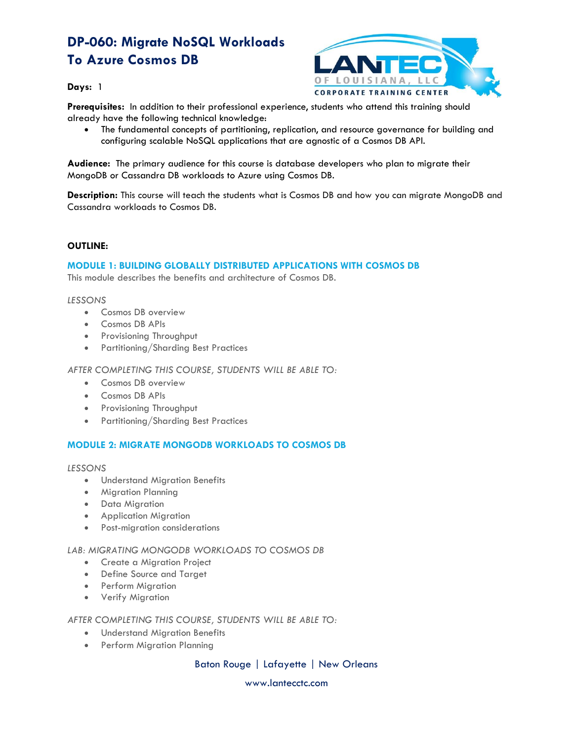# DP-060: Migrate NoSQL Workloads To Azure Cosmos DB

**Days:** 1

**Prerequisites:** In addition to their professional experience, students who attend this training should already have the following technical knowledge:

- The fundamental concepts of partitioning, replication, and resource governance for building and configuring scalable NoSQL applications that are agnostic of a Cosmos DB API.

**Audience:** The primary audience for this course is database developers who plan to migrate their MongoDB or Cassandra DB workloads to Azure using Cosmos DB.

**Description:** This course will teach the students what is Cosmos DB and how you can migrate MongoDB and Cassandra workloads to Cosmos DB.

**OUTLINE:**

## MODULE 1: BUILDING GLOBALLY DISTRIBUTED APPLICATIONS WITH COSMOS DB

This module describes the benefits and architecture of Cosmos DB.

*LESSONS*

- Cosmos DB overview
- Cosmos DB APIs
- Provisioning Throughput
- Partitioning/Sharding Best Practices

*AFTER COMPLETING THIS COURSE, STUDENTS WILL BE ABLE TO:*

- Cosmos DB overview
- Cosmos DB APIs
- Provisioning Throughput
- Partitioning/Sharding Best Practices

## MODULE 2: MIGRATE MONGODB WORKLOADS TO COSMOS DB

*LESSONS*

- Understand Migration Benefits
- Migration Planning
- Data Migration
- Application Migration
- Post-migration considerations

*LAB: MIGRATING MONGODB WORKLOADS TO COSMOS DB*

- Create a Migration Project
- Define Source and Target
- Perform Migration
- Verify Migration

*AFTER COMPLETING THIS COURSE, STUDENTS WILL BE ABLE TO:*

- Understand Migration Benefits
- Perform Migration Planning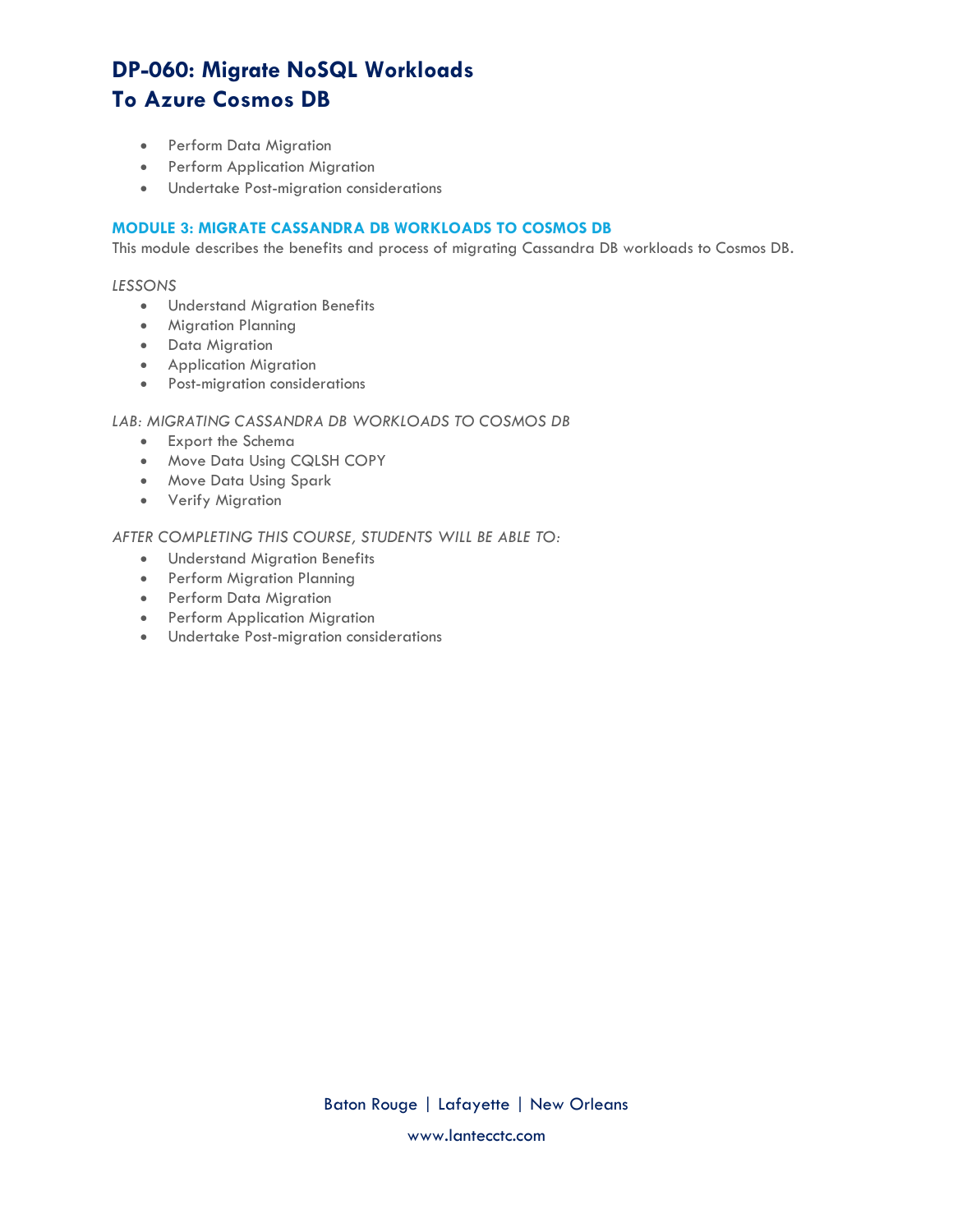# DP-060: Migrate NoSQL Workloads To Azure Cosmos DB

- Perform Data Migration
- Perform Application Migration
- Undertake Post-migration considerations

### MODULE 3: MIGRATE CASSANDRA DB WORKLOADS TO COSMOS DB

This module describes the benefits and process of migrating Cassandra DB workloads to Cosmos DB.

*LESSONS*

- Understand Migration Benefits
- Migration Planning
- Data Migration
- Application Migration
- Post-migration considerations

*LAB: MIGRATING CASSANDRA DB WORKLOADS TO COSMOS DB*

- Export the Schema
- Move Data Using CQLSH COPY
- Move Data Using Spark
- Verify Migration

*AFTER COMPLETING THIS COURSE, STUDENTS WILL BE ABLE TO:*

- Understand Migration Benefits
- Perform Migration Planning
- Perform Data Migration
- Perform Application Migration
- Undertake Post-migration considerations